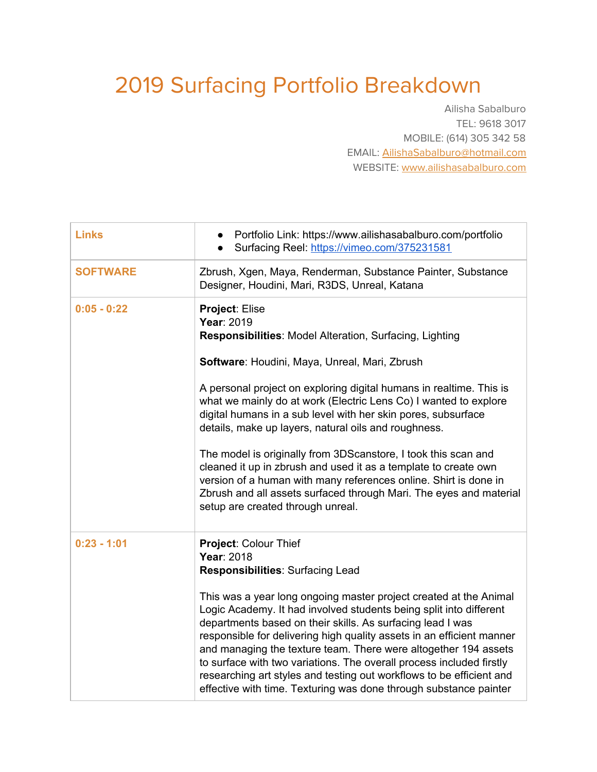# 2019 Surfacing Portfolio Breakdown

Ailisha Sabalburo
TEL: 9618 3017
MOBILE: (614) 305 342 58
EMAIL: AilishaSabalburo@hotmail.com
WEBSITE: www.ailishasabalburo.com

| **Links** | • Portfolio Link: https://www.ailishasabalburo.com/portfolio<br>• Surfacing Reel: https://vimeo.com/375231581 |
|---|---|
| **SOFTWARE** | Zbrush, Xgen, Maya, Renderman, Substance Painter, Substance Designer, Houdini, Mari, R3DS, Unreal, Katana |
| **0:05 - 0:22** | **Project**: Elise<br>**Year**: 2019<br>**Responsibilities**: Model Alteration, Surfacing, Lighting<br><br>**Software**: Houdini, Maya, Unreal, Mari, Zbrush<br><br>A personal project on exploring digital humans in realtime. This is what we mainly do at work (Electric Lens Co) I wanted to explore digital humans in a sub level with her skin pores, subsurface details, make up layers, natural oils and roughness.<br><br>The model is originally from 3DScanstore, I took this scan and cleaned it up in zbrush and used it as a template to create own version of a human with many references online. Shirt is done in Zbrush and all assets surfaced through Mari. The eyes and material setup are created through unreal. |
| **0:23 - 1:01** | **Project**: Colour Thief<br>**Year**: 2018<br>**Responsibilities**: Surfacing Lead<br><br>This was a year long ongoing master project created at the Animal Logic Academy. It had involved students being split into different departments based on their skills. As surfacing lead I was responsible for delivering high quality assets in an efficient manner and managing the texture team. There were altogether 194 assets to surface with two variations. The overall process included firstly researching art styles and testing out workflows to be efficient and effective with time. Texturing was done through substance painter |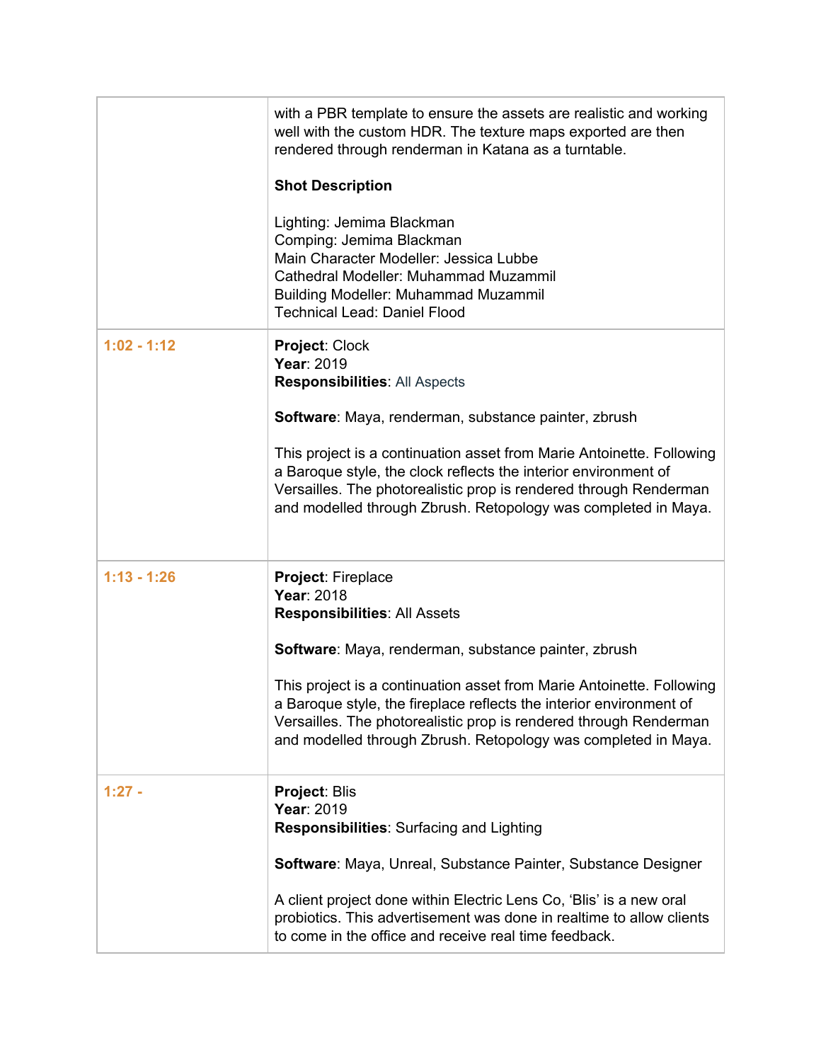| | |
|---|---|
| | with a PBR template to ensure the assets are realistic and working well with the custom HDR. The texture maps exported are then rendered through renderman in Katana as a turntable.<br><br>**Shot Description**<br><br>Lighting: Jemima Blackman<br>Comping: Jemima Blackman<br>Main Character Modeller: Jessica Lubbe<br>Cathedral Modeller: Muhammad Muzammil<br>Building Modeller: Muhammad Muzammil<br>Technical Lead: Daniel Flood |
| **1:02 - 1:12** | **Project**: Clock<br>**Year**: 2019<br>**Responsibilities**: All Aspects<br><br>**Software**: Maya, renderman, substance painter, zbrush<br><br>This project is a continuation asset from Marie Antoinette. Following a Baroque style, the clock reflects the interior environment of Versailles. The photorealistic prop is rendered through Renderman and modelled through Zbrush. Retopology was completed in Maya. |
| **1:13 - 1:26** | **Project**: Fireplace<br>**Year**: 2018<br>**Responsibilities**: All Assets<br><br>**Software**: Maya, renderman, substance painter, zbrush<br><br>This project is a continuation asset from Marie Antoinette. Following a Baroque style, the fireplace reflects the interior environment of Versailles. The photorealistic prop is rendered through Renderman and modelled through Zbrush. Retopology was completed in Maya. |
| **1:27 -** | **Project**: Blis<br>**Year**: 2019<br>**Responsibilities**: Surfacing and Lighting<br><br>**Software**: Maya, Unreal, Substance Painter, Substance Designer<br><br>A client project done within Electric Lens Co, 'Blis' is a new oral probiotics. This advertisement was done in realtime to allow clients to come in the office and receive real time feedback. |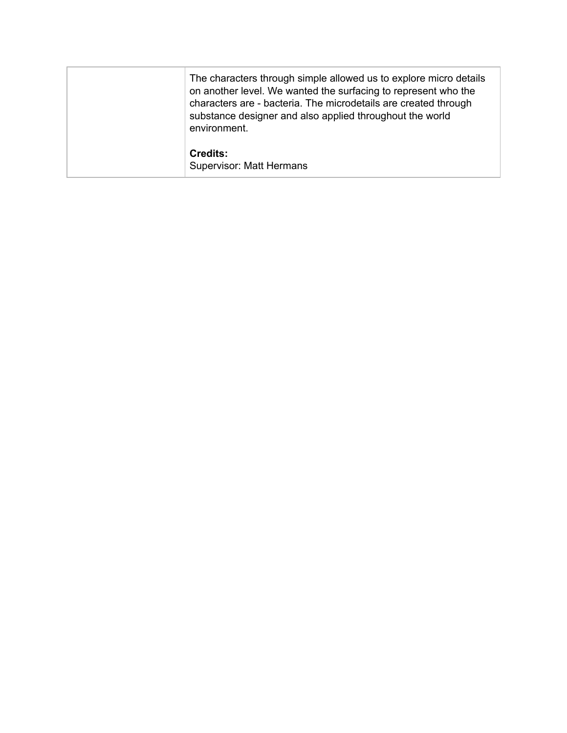| | |
|---|---|
| | The characters through simple allowed us to explore micro details on another level. We wanted the surfacing to represent who the characters are - bacteria. The microdetails are created through substance designer and also applied throughout the world environment.<br><br>**Credits:**<br>Supervisor: Matt Hermans |